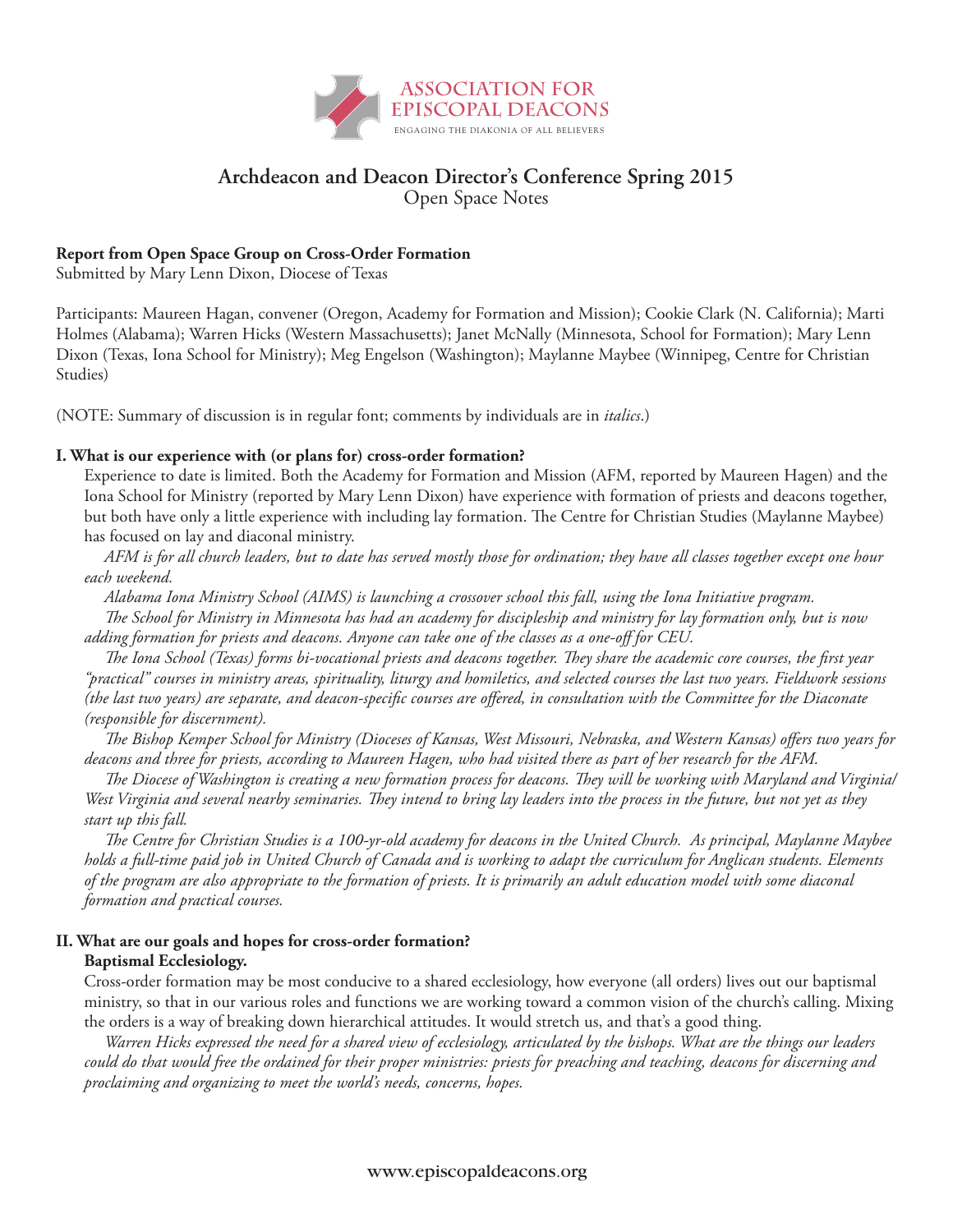ASSOCIATION FOR EPISCOPAL DEACONS
ENGAGING THE DIAKONIA OF ALL BELIEVERS

# Archdeacon and Deacon Director's Conference Spring 2015

Open Space Notes

**Report from Open Space Group on Cross-Order Formation**
Submitted by Mary Lenn Dixon, Diocese of Texas

Participants: Maureen Hagan, convener (Oregon, Academy for Formation and Mission); Cookie Clark (N. California); Marti Holmes (Alabama); Warren Hicks (Western Massachusetts); Janet McNally (Minnesota, School for Formation); Mary Lenn Dixon (Texas, Iona School for Ministry); Meg Engelson (Washington); Maylanne Maybee (Winnipeg, Centre for Christian Studies)

(NOTE: Summary of discussion is in regular font; comments by individuals are in *italics*.)

## I. What is our experience with (or plans for) cross-order formation?

Experience to date is limited. Both the Academy for Formation and Mission (AFM, reported by Maureen Hagen) and the Iona School for Ministry (reported by Mary Lenn Dixon) have experience with formation of priests and deacons together, but both have only a little experience with including lay formation. The Centre for Christian Studies (Maylanne Maybee) has focused on lay and diaconal ministry.

*AFM is for all church leaders, but to date has served mostly those for ordination; they have all classes together except one hour each weekend.*

*Alabama Iona Ministry School (AIMS) is launching a crossover school this fall, using the Iona Initiative program.*

*The School for Ministry in Minnesota has had an academy for discipleship and ministry for lay formation only, but is now adding formation for priests and deacons. Anyone can take one of the classes as a one-off for CEU.*

*The Iona School (Texas) forms bi-vocational priests and deacons together. They share the academic core courses, the first year "practical" courses in ministry areas, spirituality, liturgy and homiletics, and selected courses the last two years. Fieldwork sessions (the last two years) are separate, and deacon-specific courses are offered, in consultation with the Committee for the Diaconate (responsible for discernment).*

*The Bishop Kemper School for Ministry (Dioceses of Kansas, West Missouri, Nebraska, and Western Kansas) offers two years for deacons and three for priests, according to Maureen Hagen, who had visited there as part of her research for the AFM.*

*The Diocese of Washington is creating a new formation process for deacons. They will be working with Maryland and Virginia/West Virginia and several nearby seminaries. They intend to bring lay leaders into the process in the future, but not yet as they start up this fall.*

*The Centre for Christian Studies is a 100-yr-old academy for deacons in the United Church. As principal, Maylanne Maybee holds a full-time paid job in United Church of Canada and is working to adapt the curriculum for Anglican students. Elements of the program are also appropriate to the formation of priests. It is primarily an adult education model with some diaconal formation and practical courses.*

## II. What are our goals and hopes for cross-order formation?

### Baptismal Ecclesiology.

Cross-order formation may be most conducive to a shared ecclesiology, how everyone (all orders) lives out our baptismal ministry, so that in our various roles and functions we are working toward a common vision of the church's calling. Mixing the orders is a way of breaking down hierarchical attitudes. It would stretch us, and that's a good thing.

*Warren Hicks expressed the need for a shared view of ecclesiology, articulated by the bishops. What are the things our leaders could do that would free the ordained for their proper ministries: priests for preaching and teaching, deacons for discerning and proclaiming and organizing to meet the world's needs, concerns, hopes.*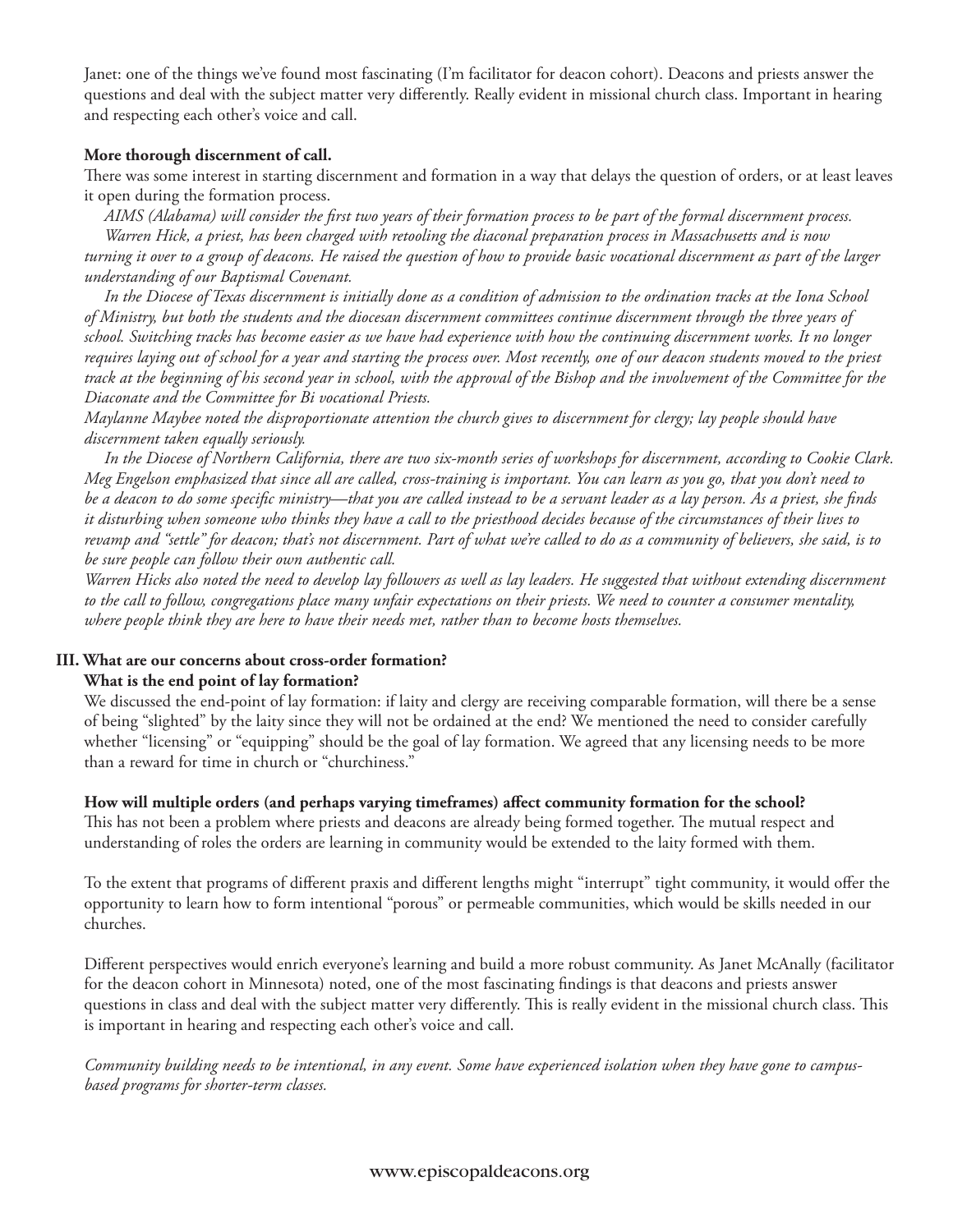Janet: one of the things we've found most fascinating (I'm facilitator for deacon cohort). Deacons and priests answer the questions and deal with the subject matter very differently. Really evident in missional church class. Important in hearing and respecting each other's voice and call.

**More thorough discernment of call.**

There was some interest in starting discernment and formation in a way that delays the question of orders, or at least leaves it open during the formation process.

*AIMS (Alabama) will consider the first two years of their formation process to be part of the formal discernment process.*

*Warren Hick, a priest, has been charged with retooling the diaconal preparation process in Massachusetts and is now turning it over to a group of deacons. He raised the question of how to provide basic vocational discernment as part of the larger understanding of our Baptismal Covenant.*

*In the Diocese of Texas discernment is initially done as a condition of admission to the ordination tracks at the Iona School of Ministry, but both the students and the diocesan discernment committees continue discernment through the three years of school. Switching tracks has become easier as we have had experience with how the continuing discernment works. It no longer requires laying out of school for a year and starting the process over. Most recently, one of our deacon students moved to the priest track at the beginning of his second year in school, with the approval of the Bishop and the involvement of the Committee for the Diaconate and the Committee for Bi vocational Priests.*

*Maylanne Maybee noted the disproportionate attention the church gives to discernment for clergy; lay people should have discernment taken equally seriously.*

*In the Diocese of Northern California, there are two six-month series of workshops for discernment, according to Cookie Clark. Meg Engelson emphasized that since all are called, cross-training is important. You can learn as you go, that you don't need to be a deacon to do some specific ministry—that you are called instead to be a servant leader as a lay person. As a priest, she finds it disturbing when someone who thinks they have a call to the priesthood decides because of the circumstances of their lives to revamp and "settle" for deacon; that's not discernment. Part of what we're called to do as a community of believers, she said, is to be sure people can follow their own authentic call.*

*Warren Hicks also noted the need to develop lay followers as well as lay leaders. He suggested that without extending discernment to the call to follow, congregations place many unfair expectations on their priests. We need to counter a consumer mentality, where people think they are here to have their needs met, rather than to become hosts themselves.*

## III. What are our concerns about cross-order formation?

**What is the end point of lay formation?**

We discussed the end-point of lay formation: if laity and clergy are receiving comparable formation, will there be a sense of being "slighted" by the laity since they will not be ordained at the end? We mentioned the need to consider carefully whether "licensing" or "equipping" should be the goal of lay formation. We agreed that any licensing needs to be more than a reward for time in church or "churchiness."

**How will multiple orders (and perhaps varying timeframes) affect community formation for the school?**

This has not been a problem where priests and deacons are already being formed together. The mutual respect and understanding of roles the orders are learning in community would be extended to the laity formed with them.

To the extent that programs of different praxis and different lengths might "interrupt" tight community, it would offer the opportunity to learn how to form intentional "porous" or permeable communities, which would be skills needed in our churches.

Different perspectives would enrich everyone's learning and build a more robust community. As Janet McAnally (facilitator for the deacon cohort in Minnesota) noted, one of the most fascinating findings is that deacons and priests answer questions in class and deal with the subject matter very differently. This is really evident in the missional church class. This is important in hearing and respecting each other's voice and call.

*Community building needs to be intentional, in any event. Some have experienced isolation when they have gone to campus-based programs for shorter-term classes.*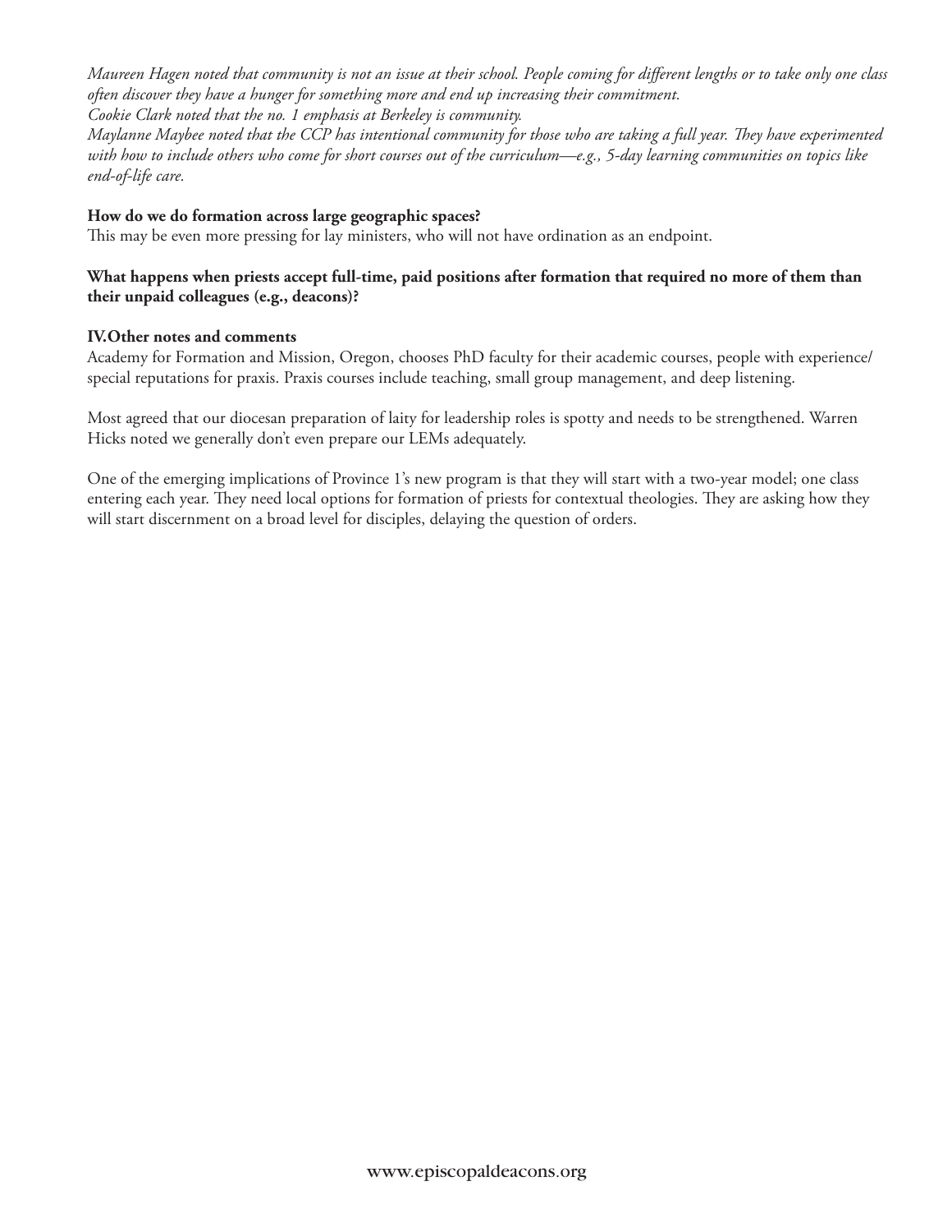*Maureen Hagen noted that community is not an issue at their school. People coming for different lengths or to take only one class often discover they have a hunger for something more and end up increasing their commitment.*
*Cookie Clark noted that the no. 1 emphasis at Berkeley is community.*
*Maylanne Maybee noted that the CCP has intentional community for those who are taking a full year. They have experimented with how to include others who come for short courses out of the curriculum—e.g., 5-day learning communities on topics like end-of-life care.*

**How do we do formation across large geographic spaces?**
This may be even more pressing for lay ministers, who will not have ordination as an endpoint.

**What happens when priests accept full-time, paid positions after formation that required no more of them than their unpaid colleagues (e.g., deacons)?**

**IV.Other notes and comments**
Academy for Formation and Mission, Oregon, chooses PhD faculty for their academic courses, people with experience/ special reputations for praxis. Praxis courses include teaching, small group management, and deep listening.

Most agreed that our diocesan preparation of laity for leadership roles is spotty and needs to be strengthened. Warren Hicks noted we generally don't even prepare our LEMs adequately.

One of the emerging implications of Province 1's new program is that they will start with a two-year model; one class entering each year. They need local options for formation of priests for contextual theologies. They are asking how they will start discernment on a broad level for disciples, delaying the question of orders.